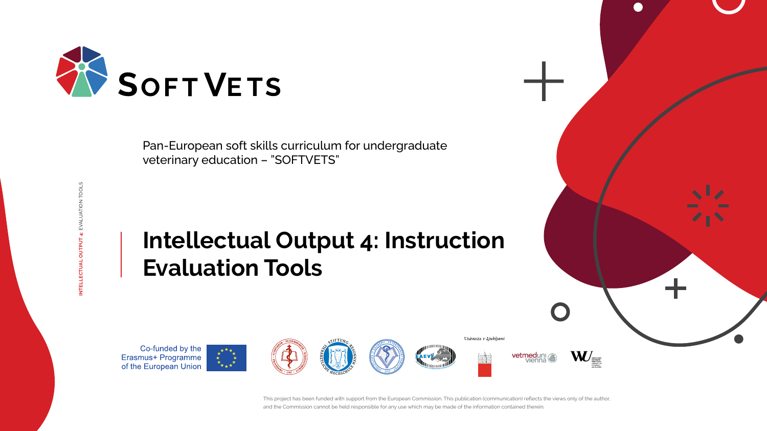# SOFTVETS

Pan-European soft skills curriculum for undergraduate veterinary education – "SOFTVETS"

# Intellectual Output 4: Instruction Evaluation Tools

Co-funded by the Erasmus+ Programme of the European Union

Univerza v Ljubljani

vetmeduni vienna

This project has been funded with support from the European Commission. This publication (communication) reflects the views only of the author, and the Commission cannot be held responsible for any use which may be made of the information contained therein.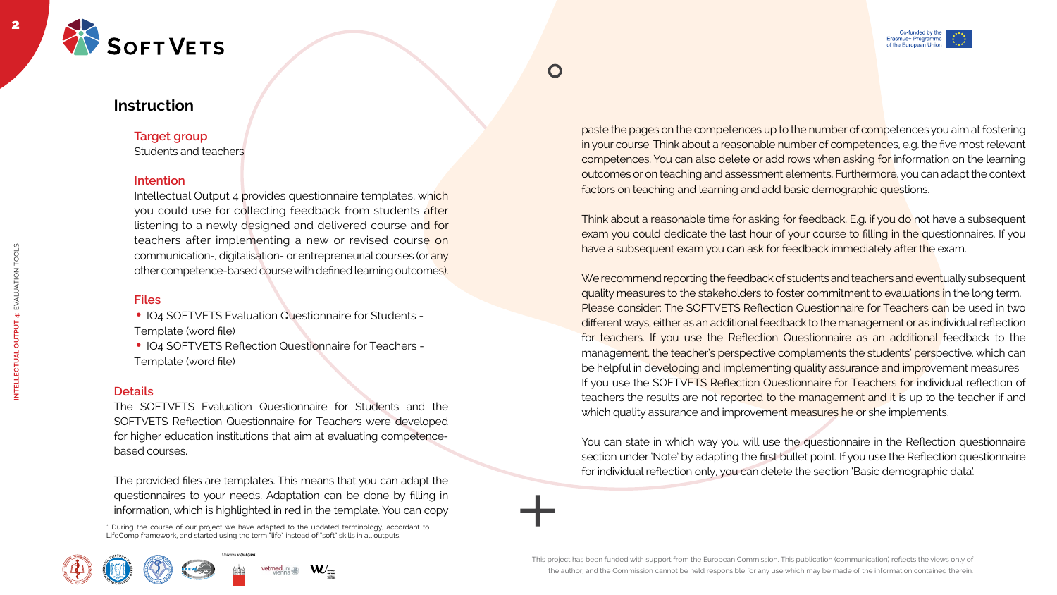## Instruction

### Target group

Students and teachers

### Intention

Intellectual Output 4 provides questionnaire templates, which you could use for collecting feedback from students after listening to a newly designed and delivered course and for teachers after implementing a new or revised course on communication-, digitalisation- or entrepreneurial courses (or any other competence-based course with defined learning outcomes).

### Files

- IO4 SOFTVETS Evaluation Questionnaire for Students - Template (word file)
- IO4 SOFTVETS Reflection Questionnaire for Teachers - Template (word file)

### Details

The SOFTVETS Evaluation Questionnaire for Students and the SOFTVETS Reflection Questionnaire for Teachers were developed for higher education institutions that aim at evaluating competence-based courses.

The provided files are templates. This means that you can adapt the questionnaires to your needs. Adaptation can be done by filling in information, which is highlighted in red in the template. You can copy paste the pages on the competences up to the number of competences you aim at fostering in your course. Think about a reasonable number of competences, e.g. the five most relevant competences. You can also delete or add rows when asking for information on the learning outcomes or on teaching and assessment elements. Furthermore, you can adapt the context factors on teaching and learning and add basic demographic questions.

Think about a reasonable time for asking for feedback. E.g. if you do not have a subsequent exam you could dedicate the last hour of your course to filling in the questionnaires. If you have a subsequent exam you can ask for feedback immediately after the exam.

We recommend reporting the feedback of students and teachers and eventually subsequent quality measures to the stakeholders to foster commitment to evaluations in the long term. Please consider: The SOFTVETS Reflection Questionnaire for Teachers can be used in two different ways, either as an additional feedback to the management or as individual reflection for teachers. If you use the Reflection Questionnaire as an additional feedback to the management, the teacher's perspective complements the students' perspective, which can be helpful in developing and implementing quality assurance and improvement measures. If you use the SOFTVETS Reflection Questionnaire for Teachers for individual reflection of teachers the results are not reported to the management and it is up to the teacher if and which quality assurance and improvement measures he or she implements.

You can state in which way you will use the questionnaire in the Reflection questionnaire section under 'Note' by adapting the first bullet point. If you use the Reflection questionnaire for individual reflection only, you can delete the section 'Basic demographic data'.

* During the course of our project we have adapted to the updated terminology, accordant to LifeComp framework, and started using the term "life" instead of "soft" skills in all outputs.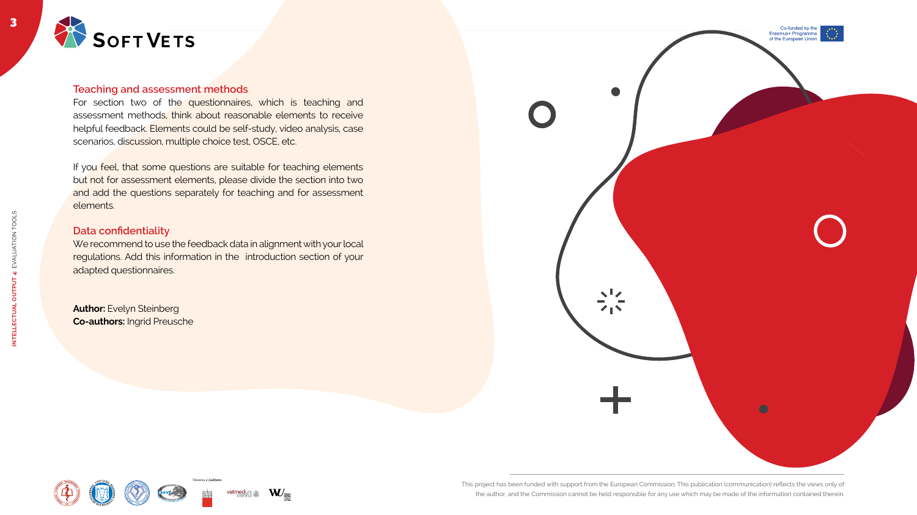## Teaching and assessment methods

For section two of the questionnaires, which is teaching and assessment methods, think about reasonable elements to receive helpful feedback. Elements could be self-study, video analysis, case scenarios, discussion, multiple choice test, OSCE, etc.

If you feel, that some questions are suitable for teaching elements but not for assessment elements, please divide the section into two and add the questions separately for teaching and for assessment elements.

## Data confidentiality

We recommend to use the feedback data in alignment with your local regulations. Add this information in the introduction section of your adapted questionnaires.

**Author:** Evelyn Steinberg
**Co-authors:** Ingrid Preusche

This project has been funded with support from the European Commission. This publication (communication) reflects the views only of the author, and the Commission cannot be held responsible for any use which may be made of the information contained therein.